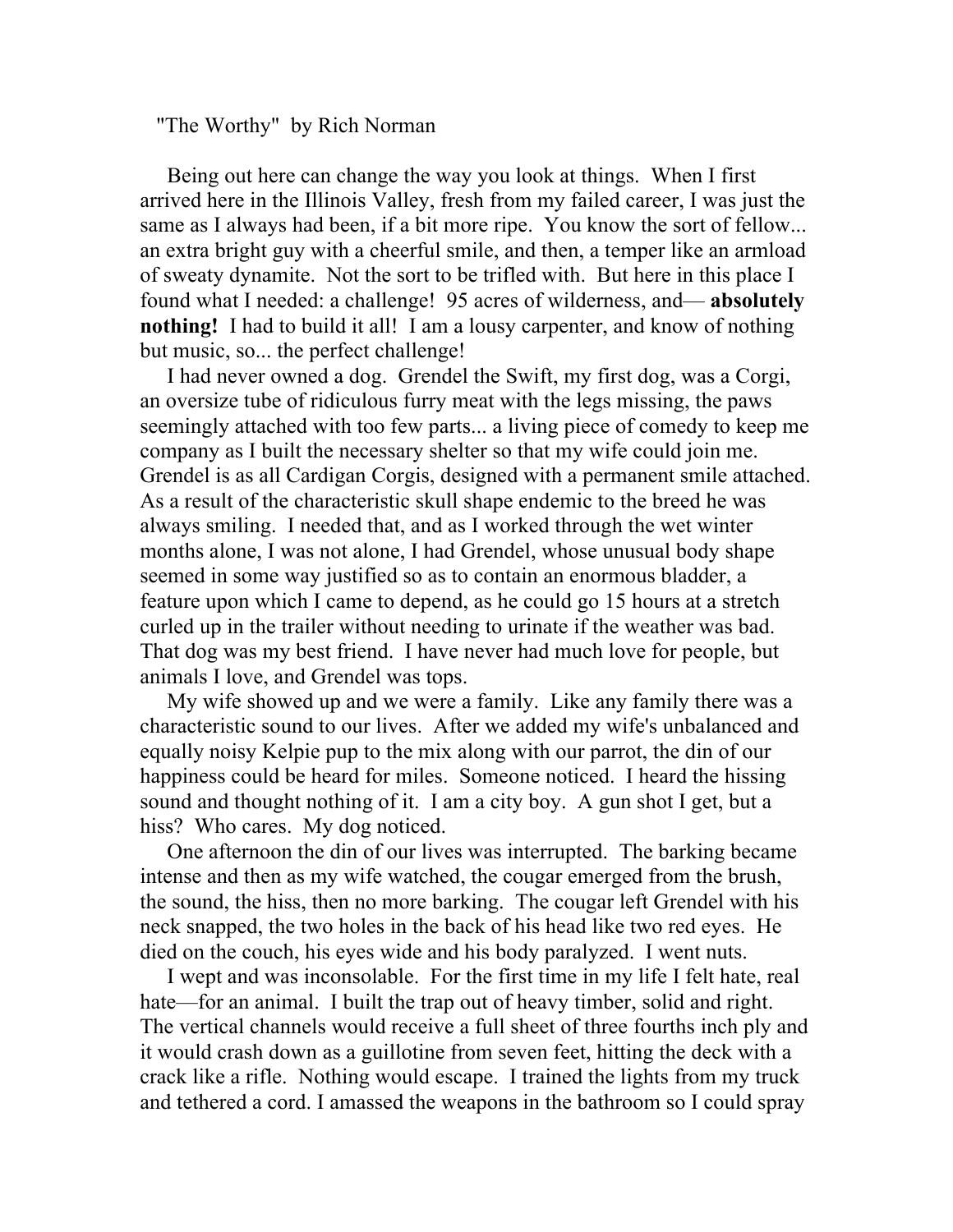"The Worthy" by Rich Norman

Being out here can change the way you look at things. When I first arrived here in the Illinois Valley, fresh from my failed career, I was just the same as I always had been, if a bit more ripe. You know the sort of fellow... an extra bright guy with a cheerful smile, and then, a temper like an armload of sweaty dynamite. Not the sort to be trifled with. But here in this place I found what I needed: a challenge! 95 acres of wilderness, and— **absolutely nothing!** I had to build it all! I am a lousy carpenter, and know of nothing but music, so... the perfect challenge!

I had never owned a dog. Grendel the Swift, my first dog, was a Corgi, an oversize tube of ridiculous furry meat with the legs missing, the paws seemingly attached with too few parts... a living piece of comedy to keep me company as I built the necessary shelter so that my wife could join me. Grendel is as all Cardigan Corgis, designed with a permanent smile attached. As a result of the characteristic skull shape endemic to the breed he was always smiling. I needed that, and as I worked through the wet winter months alone, I was not alone, I had Grendel, whose unusual body shape seemed in some way justified so as to contain an enormous bladder, a feature upon which I came to depend, as he could go 15 hours at a stretch curled up in the trailer without needing to urinate if the weather was bad. That dog was my best friend. I have never had much love for people, but animals I love, and Grendel was tops.

My wife showed up and we were a family. Like any family there was a characteristic sound to our lives. After we added my wife's unbalanced and equally noisy Kelpie pup to the mix along with our parrot, the din of our happiness could be heard for miles. Someone noticed. I heard the hissing sound and thought nothing of it. I am a city boy. A gun shot I get, but a hiss? Who cares. My dog noticed.

One afternoon the din of our lives was interrupted. The barking became intense and then as my wife watched, the cougar emerged from the brush, the sound, the hiss, then no more barking. The cougar left Grendel with his neck snapped, the two holes in the back of his head like two red eyes. He died on the couch, his eyes wide and his body paralyzed. I went nuts.

I wept and was inconsolable. For the first time in my life I felt hate, real hate—for an animal. I built the trap out of heavy timber, solid and right. The vertical channels would receive a full sheet of three fourths inch ply and it would crash down as a guillotine from seven feet, hitting the deck with a crack like a rifle. Nothing would escape. I trained the lights from my truck and tethered a cord. I amassed the weapons in the bathroom so I could spray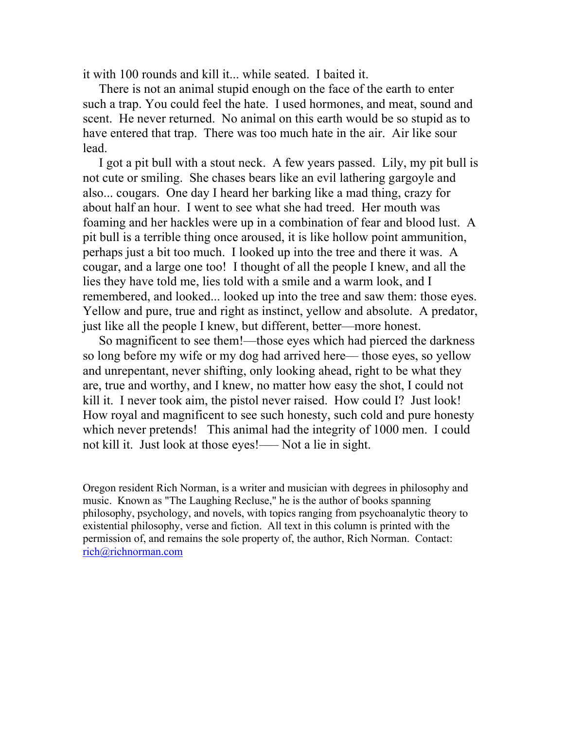it with 100 rounds and kill it... while seated. I baited it.

There is not an animal stupid enough on the face of the earth to enter such a trap. You could feel the hate. I used hormones, and meat, sound and scent. He never returned. No animal on this earth would be so stupid as to have entered that trap. There was too much hate in the air. Air like sour lead.

I got a pit bull with a stout neck. A few years passed. Lily, my pit bull is not cute or smiling. She chases bears like an evil lathering gargoyle and also... cougars. One day I heard her barking like a mad thing, crazy for about half an hour. I went to see what she had treed. Her mouth was foaming and her hackles were up in a combination of fear and blood lust. A pit bull is a terrible thing once aroused, it is like hollow point ammunition, perhaps just a bit too much. I looked up into the tree and there it was. A cougar, and a large one too! I thought of all the people I knew, and all the lies they have told me, lies told with a smile and a warm look, and I remembered, and looked... looked up into the tree and saw them: those eyes. Yellow and pure, true and right as instinct, yellow and absolute. A predator, just like all the people I knew, but different, better—more honest.

So magnificent to see them!—those eyes which had pierced the darkness so long before my wife or my dog had arrived here— those eyes, so yellow and unrepentant, never shifting, only looking ahead, right to be what they are, true and worthy, and I knew, no matter how easy the shot, I could not kill it. I never took aim, the pistol never raised. How could I? Just look! How royal and magnificent to see such honesty, such cold and pure honesty which never pretends! This animal had the integrity of 1000 men. I could not kill it. Just look at those eyes!—– Not a lie in sight.

Oregon resident Rich Norman, is a writer and musician with degrees in philosophy and music. Known as "The Laughing Recluse," he is the author of books spanning philosophy, psychology, and novels, with topics ranging from psychoanalytic theory to existential philosophy, verse and fiction. All text in this column is printed with the permission of, and remains the sole property of, the author, Rich Norman. Contact: rich@richnorman.com